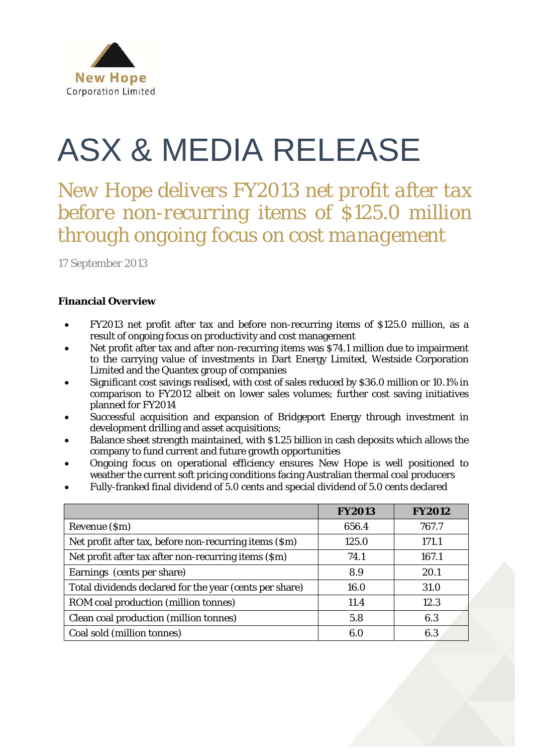New Hope Corporation Limited

# ASX & MEDIA RELEASE

## *New Hope delivers FY2013 net profit after tax before non-recurring items of $125.0 million through ongoing focus on cost management*

17 September 2013

**Financial Overview**

- FY2013 net profit after tax and before non-recurring items of $125.0 million, as a result of ongoing focus on productivity and cost management
- Net profit after tax and after non-recurring items was $74.1 million due to impairment to the carrying value of investments in Dart Energy Limited, Westside Corporation Limited and the Quantex group of companies
- Significant cost savings realised, with cost of sales reduced by $36.0 million or 10.1% in comparison to FY2012 albeit on lower sales volumes; further cost saving initiatives planned for FY2014
- Successful acquisition and expansion of Bridgeport Energy through investment in development drilling and asset acquisitions;
- Balance sheet strength maintained, with $1.25 billion in cash deposits which allows the company to fund current and future growth opportunities
- Ongoing focus on operational efficiency ensures New Hope is well positioned to weather the current soft pricing conditions facing Australian thermal coal producers
- Fully-franked final dividend of 5.0 cents and special dividend of 5.0 cents declared

| | **FY2013** | **FY2012** |
|---|---|---|
| Revenue ($m) | 656.4 | 767.7 |
| Net profit after tax, before non-recurring items ($m) | 125.0 | 171.1 |
| Net profit after tax after non-recurring items ($m) | 74.1 | 167.1 |
| Earnings (cents per share) | 8.9 | 20.1 |
| Total dividends declared for the year (cents per share) | 16.0 | 31.0 |
| ROM coal production (million tonnes) | 11.4 | 12.3 |
| Clean coal production (million tonnes) | 5.8 | 6.3 |
| Coal sold (million tonnes) | 6.0 | 6.3 |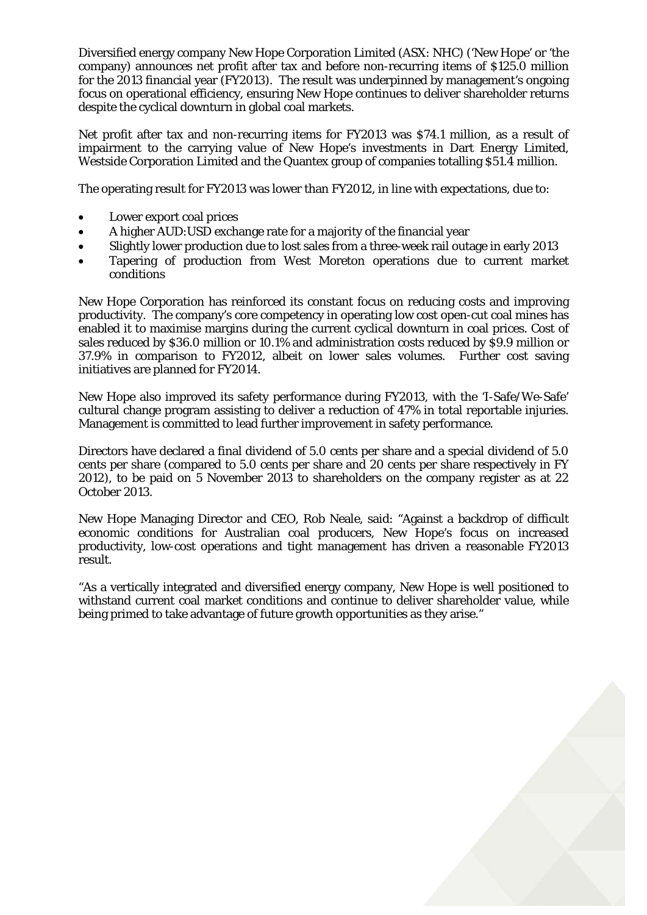Diversified energy company New Hope Corporation Limited (ASX: NHC) ('New Hope' or 'the company) announces net profit after tax and before non-recurring items of $125.0 million for the 2013 financial year (FY2013). The result was underpinned by management's ongoing focus on operational efficiency, ensuring New Hope continues to deliver shareholder returns despite the cyclical downturn in global coal markets.

Net profit after tax and non-recurring items for FY2013 was $74.1 million, as a result of impairment to the carrying value of New Hope's investments in Dart Energy Limited, Westside Corporation Limited and the Quantex group of companies totalling $51.4 million.

The operating result for FY2013 was lower than FY2012, in line with expectations, due to:

- Lower export coal prices
- A higher AUD:USD exchange rate for a majority of the financial year
- Slightly lower production due to lost sales from a three-week rail outage in early 2013
- Tapering of production from West Moreton operations due to current market conditions

New Hope Corporation has reinforced its constant focus on reducing costs and improving productivity. The company's core competency in operating low cost open-cut coal mines has enabled it to maximise margins during the current cyclical downturn in coal prices. Cost of sales reduced by $36.0 million or 10.1% and administration costs reduced by $9.9 million or 37.9% in comparison to FY2012, albeit on lower sales volumes. Further cost saving initiatives are planned for FY2014.

New Hope also improved its safety performance during FY2013, with the 'I-Safe/We-Safe' cultural change program assisting to deliver a reduction of 47% in total reportable injuries. Management is committed to lead further improvement in safety performance.

Directors have declared a final dividend of 5.0 cents per share and a special dividend of 5.0 cents per share (compared to 5.0 cents per share and 20 cents per share respectively in FY 2012), to be paid on 5 November 2013 to shareholders on the company register as at 22 October 2013.

New Hope Managing Director and CEO, Rob Neale, said: "Against a backdrop of difficult economic conditions for Australian coal producers, New Hope's focus on increased productivity, low-cost operations and tight management has driven a reasonable FY2013 result.

"As a vertically integrated and diversified energy company, New Hope is well positioned to withstand current coal market conditions and continue to deliver shareholder value, while being primed to take advantage of future growth opportunities as they arise."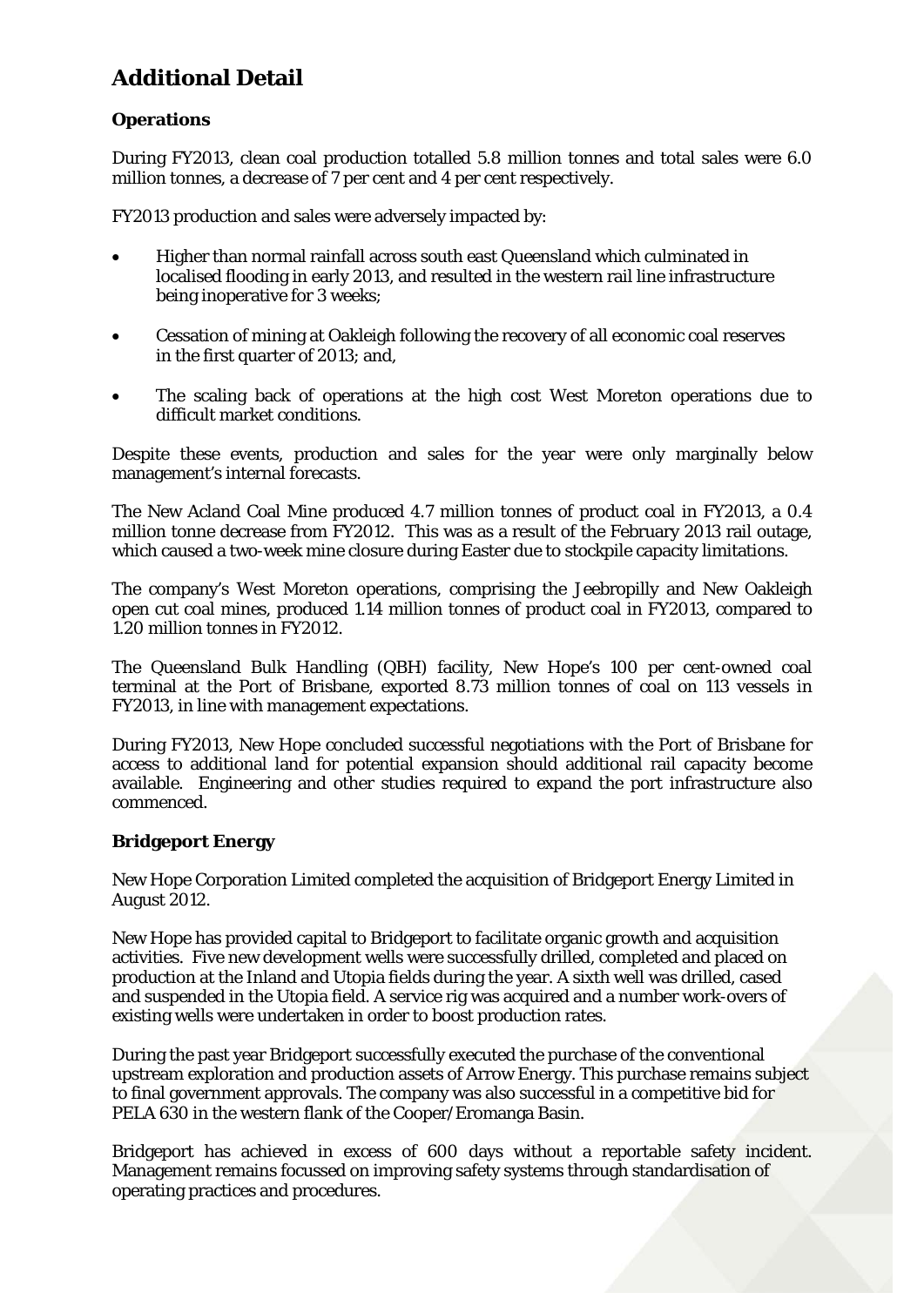## Additional Detail

### Operations

During FY2013, clean coal production totalled 5.8 million tonnes and total sales were 6.0 million tonnes, a decrease of 7 per cent and 4 per cent respectively.

FY2013 production and sales were adversely impacted by:

- Higher than normal rainfall across south east Queensland which culminated in localised flooding in early 2013, and resulted in the western rail line infrastructure being inoperative for 3 weeks;
- Cessation of mining at Oakleigh following the recovery of all economic coal reserves in the first quarter of 2013; and,
- The scaling back of operations at the high cost West Moreton operations due to difficult market conditions.

Despite these events, production and sales for the year were only marginally below management's internal forecasts.

The New Acland Coal Mine produced 4.7 million tonnes of product coal in FY2013, a 0.4 million tonne decrease from FY2012. This was as a result of the February 2013 rail outage, which caused a two-week mine closure during Easter due to stockpile capacity limitations.

The company's West Moreton operations, comprising the Jeebropilly and New Oakleigh open cut coal mines, produced 1.14 million tonnes of product coal in FY2013, compared to 1.20 million tonnes in FY2012.

The Queensland Bulk Handling (QBH) facility, New Hope's 100 per cent-owned coal terminal at the Port of Brisbane, exported 8.73 million tonnes of coal on 113 vessels in FY2013, in line with management expectations.

During FY2013, New Hope concluded successful negotiations with the Port of Brisbane for access to additional land for potential expansion should additional rail capacity become available. Engineering and other studies required to expand the port infrastructure also commenced.

### Bridgeport Energy

New Hope Corporation Limited completed the acquisition of Bridgeport Energy Limited in August 2012.

New Hope has provided capital to Bridgeport to facilitate organic growth and acquisition activities. Five new development wells were successfully drilled, completed and placed on production at the Inland and Utopia fields during the year. A sixth well was drilled, cased and suspended in the Utopia field. A service rig was acquired and a number work-overs of existing wells were undertaken in order to boost production rates.

During the past year Bridgeport successfully executed the purchase of the conventional upstream exploration and production assets of Arrow Energy. This purchase remains subject to final government approvals. The company was also successful in a competitive bid for PELA 630 in the western flank of the Cooper/Eromanga Basin.

Bridgeport has achieved in excess of 600 days without a reportable safety incident. Management remains focussed on improving safety systems through standardisation of operating practices and procedures.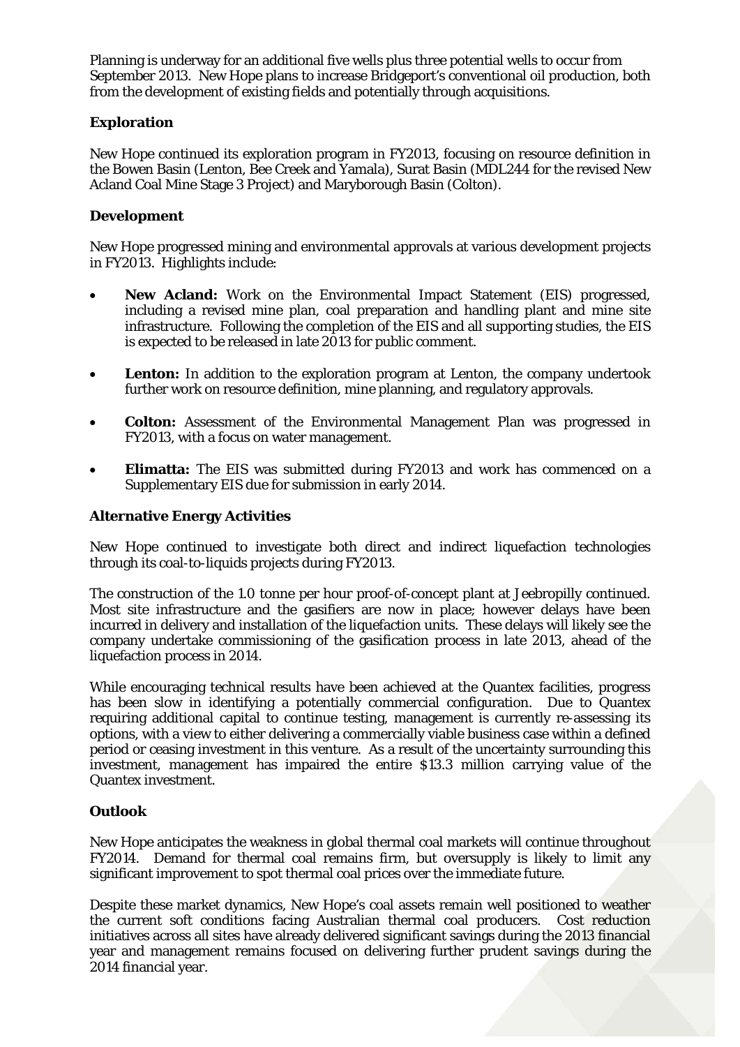Planning is underway for an additional five wells plus three potential wells to occur from September 2013. New Hope plans to increase Bridgeport's conventional oil production, both from the development of existing fields and potentially through acquisitions.

### Exploration

New Hope continued its exploration program in FY2013, focusing on resource definition in the Bowen Basin (Lenton, Bee Creek and Yamala), Surat Basin (MDL244 for the revised New Acland Coal Mine Stage 3 Project) and Maryborough Basin (Colton).

### Development

New Hope progressed mining and environmental approvals at various development projects in FY2013. Highlights include:

- **New Acland:** Work on the Environmental Impact Statement (EIS) progressed, including a revised mine plan, coal preparation and handling plant and mine site infrastructure. Following the completion of the EIS and all supporting studies, the EIS is expected to be released in late 2013 for public comment.
- **Lenton:** In addition to the exploration program at Lenton, the company undertook further work on resource definition, mine planning, and regulatory approvals.
- **Colton:** Assessment of the Environmental Management Plan was progressed in FY2013, with a focus on water management.
- **Elimatta:** The EIS was submitted during FY2013 and work has commenced on a Supplementary EIS due for submission in early 2014.

### Alternative Energy Activities

New Hope continued to investigate both direct and indirect liquefaction technologies through its coal-to-liquids projects during FY2013.

The construction of the 1.0 tonne per hour proof-of-concept plant at Jeebropilly continued. Most site infrastructure and the gasifiers are now in place; however delays have been incurred in delivery and installation of the liquefaction units. These delays will likely see the company undertake commissioning of the gasification process in late 2013, ahead of the liquefaction process in 2014.

While encouraging technical results have been achieved at the Quantex facilities, progress has been slow in identifying a potentially commercial configuration. Due to Quantex requiring additional capital to continue testing, management is currently re-assessing its options, with a view to either delivering a commercially viable business case within a defined period or ceasing investment in this venture. As a result of the uncertainty surrounding this investment, management has impaired the entire $13.3 million carrying value of the Quantex investment.

### Outlook

New Hope anticipates the weakness in global thermal coal markets will continue throughout FY2014. Demand for thermal coal remains firm, but oversupply is likely to limit any significant improvement to spot thermal coal prices over the immediate future.

Despite these market dynamics, New Hope's coal assets remain well positioned to weather the current soft conditions facing Australian thermal coal producers. Cost reduction initiatives across all sites have already delivered significant savings during the 2013 financial year and management remains focused on delivering further prudent savings during the 2014 financial year.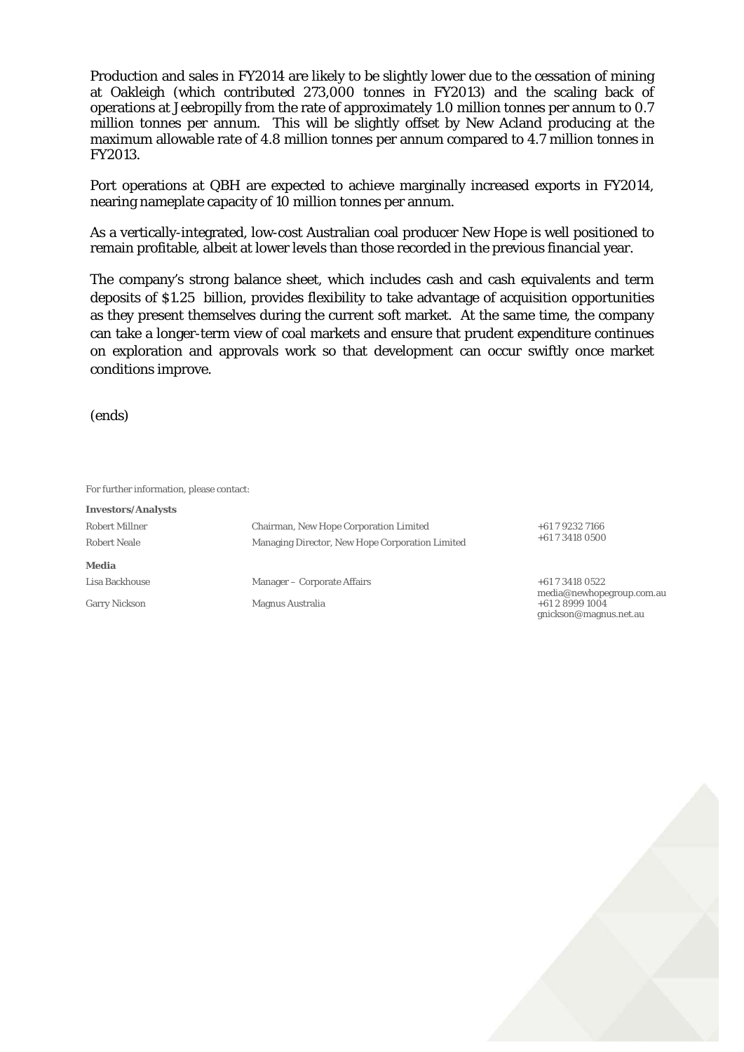Production and sales in FY2014 are likely to be slightly lower due to the cessation of mining at Oakleigh (which contributed 273,000 tonnes in FY2013) and the scaling back of operations at Jeebropilly from the rate of approximately 1.0 million tonnes per annum to 0.7 million tonnes per annum. This will be slightly offset by New Acland producing at the maximum allowable rate of 4.8 million tonnes per annum compared to 4.7 million tonnes in FY2013.

Port operations at QBH are expected to achieve marginally increased exports in FY2014, nearing nameplate capacity of 10 million tonnes per annum.

As a vertically-integrated, low-cost Australian coal producer New Hope is well positioned to remain profitable, albeit at lower levels than those recorded in the previous financial year.

The company's strong balance sheet, which includes cash and cash equivalents and term deposits of $1.25 billion, provides flexibility to take advantage of acquisition opportunities as they present themselves during the current soft market. At the same time, the company can take a longer-term view of coal markets and ensure that prudent expenditure continues on exploration and approvals work so that development can occur swiftly once market conditions improve.

(ends)

For further information, please contact:

**Investors/Analysts**

| | | |
|---|---|---|
| Robert Millner | Chairman, New Hope Corporation Limited | +61 7 9232 7166 |
| Robert Neale | Managing Director, New Hope Corporation Limited | +61 7 3418 0500 |

**Media**

| | | |
|---|---|---|
| Lisa Backhouse | Manager – Corporate Affairs | +61 7 3418 0522 media@newhopegroup.com.au |
| Garry Nickson | Magnus Australia | +61 2 8999 1004 gnickson@magnus.net.au |